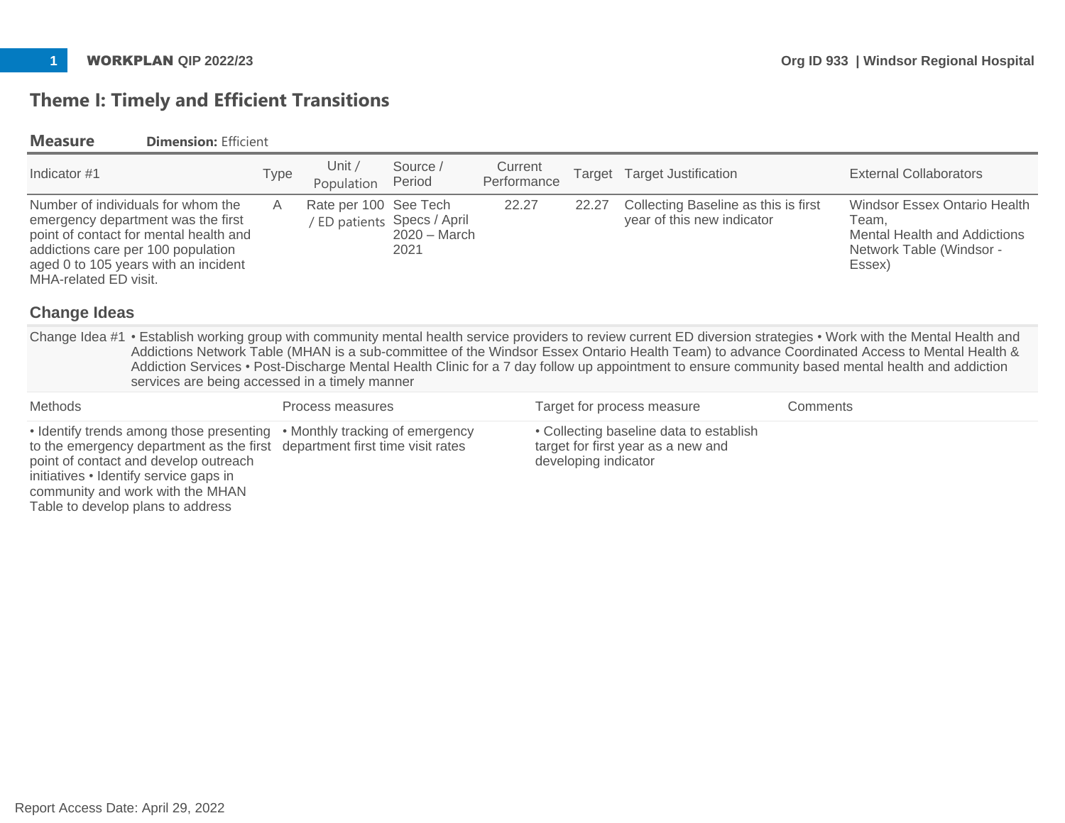## Theme I: Timely and Efficient Transitions

### Measure — Dimension: Efficient

| Indicator #1 | Type | Unit / Population | Source / Period | Current Performance | Target | Target Justification | External Collaborators |
|---|---|---|---|---|---|---|---|
| Number of individuals for whom the emergency department was the first point of contact for mental health and addictions care per 100 population aged 0 to 105 years with an incident MHA-related ED visit. | A | Rate per 100 / ED patients | See Tech Specs / April 2020 – March 2021 | 22.27 | 22.27 | Collecting Baseline as this is first year of this new indicator | Windsor Essex Ontario Health Team, Mental Health and Addictions Network Table (Windsor - Essex) |

### Change Ideas

Change Idea #1 • Establish working group with community mental health service providers to review current ED diversion strategies • Work with the Mental Health and Addictions Network Table (MHAN is a sub-committee of the Windsor Essex Ontario Health Team) to advance Coordinated Access to Mental Health & Addiction Services • Post-Discharge Mental Health Clinic for a 7 day follow up appointment to ensure community based mental health and addiction services are being accessed in a timely manner

| Methods | Process measures | Target for process measure | Comments |
|---|---|---|---|
| • Identify trends among those presenting to the emergency department as the first point of contact and develop outreach initiatives • Identify service gaps in community and work with the MHAN Table to develop plans to address | • Monthly tracking of emergency department first time visit rates | • Collecting baseline data to establish target for first year as a new and developing indicator | |

Report Access Date: April 29, 2022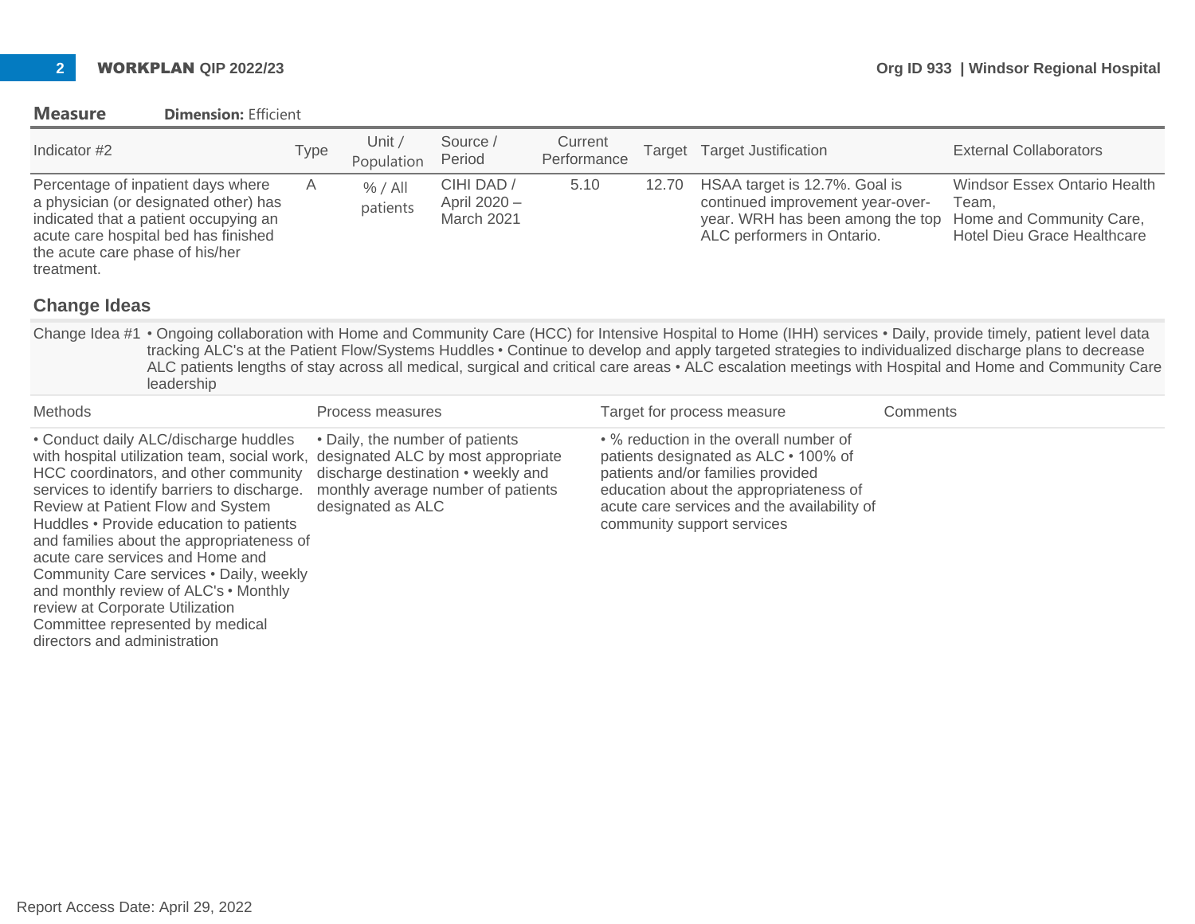## Measure  Dimension: Efficient

| Indicator #2 | Type | Unit / Population | Source / Period | Current Performance | Target | Target Justification | External Collaborators |
|---|---|---|---|---|---|---|---|
| Percentage of inpatient days where a physician (or designated other) has indicated that a patient occupying an acute care hospital bed has finished the acute care phase of his/her treatment. | A | % / All patients | CIHI DAD / April 2020 – March 2021 | 5.10 | 12.70 | HSAA target is 12.7%. Goal is continued improvement year-over-year. WRH has been among the top ALC performers in Ontario. | Windsor Essex Ontario Health Team, Home and Community Care, Hotel Dieu Grace Healthcare |

### Change Ideas

**Change Idea #1** • Ongoing collaboration with Home and Community Care (HCC) for Intensive Hospital to Home (IHH) services • Daily, provide timely, patient level data tracking ALC's at the Patient Flow/Systems Huddles • Continue to develop and apply targeted strategies to individualized discharge plans to decrease ALC patients lengths of stay across all medical, surgical and critical care areas • ALC escalation meetings with Hospital and Home and Community Care leadership

| Methods | Process measures | Target for process measure | Comments |
|---|---|---|---|
| • Conduct daily ALC/discharge huddles with hospital utilization team, social work, HCC coordinators, and other community services to identify barriers to discharge. Review at Patient Flow and System Huddles • Provide education to patients and families about the appropriateness of acute care services and Home and Community Care services • Daily, weekly and monthly review of ALC's • Monthly review at Corporate Utilization Committee represented by medical directors and administration | • Daily, the number of patients designated ALC by most appropriate discharge destination • weekly and monthly average number of patients designated as ALC | • % reduction in the overall number of patients designated as ALC • 100% of patients and/or families provided education about the appropriateness of acute care services and the availability of community support services | |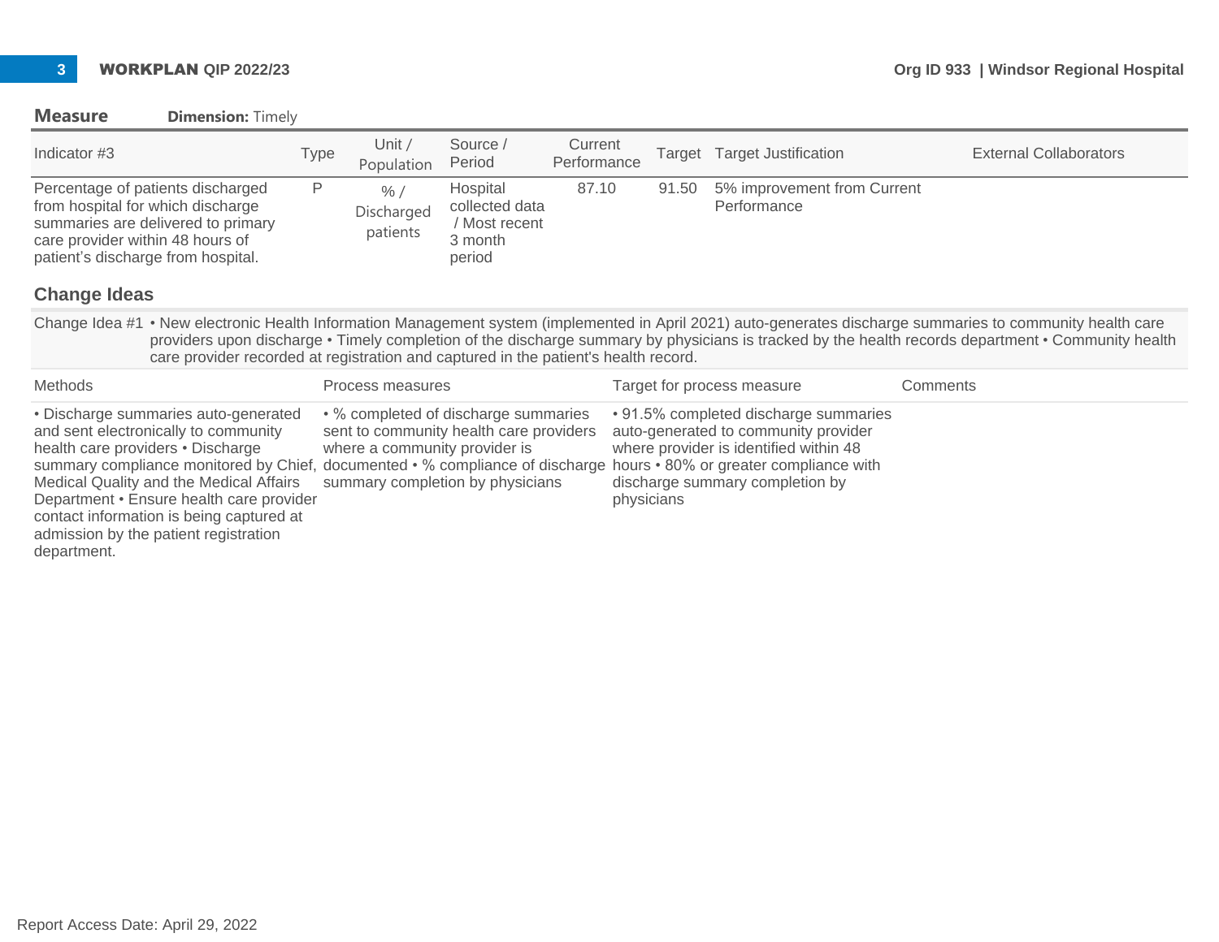## Measure

**Dimension:** Timely

| Indicator #3 | Type | Unit / Population | Source / Period | Current Performance | Target | Target Justification | External Collaborators |
|---|---|---|---|---|---|---|---|
| Percentage of patients discharged from hospital for which discharge summaries are delivered to primary care provider within 48 hours of patient's discharge from hospital. | P | % / Discharged patients | Hospital collected data / Most recent 3 month period | 87.10 | 91.50 | 5% improvement from Current Performance | |

### Change Ideas

Change Idea #1 • New electronic Health Information Management system (implemented in April 2021) auto-generates discharge summaries to community health care providers upon discharge • Timely completion of the discharge summary by physicians is tracked by the health records department • Community health care provider recorded at registration and captured in the patient's health record.

| Methods | Process measures | Target for process measure | Comments |
|---|---|---|---|
| • Discharge summaries auto-generated and sent electronically to community health care providers • Discharge summary compliance monitored by Chief, Medical Quality and the Medical Affairs Department • Ensure health care provider contact information is being captured at admission by the patient registration department. | • % completed of discharge summaries sent to community health care providers where a community provider is documented • % compliance of discharge summary completion by physicians | • 91.5% completed discharge summaries auto-generated to community provider where provider is identified within 48 hours • 80% or greater compliance with discharge summary completion by physicians | |

Report Access Date: April 29, 2022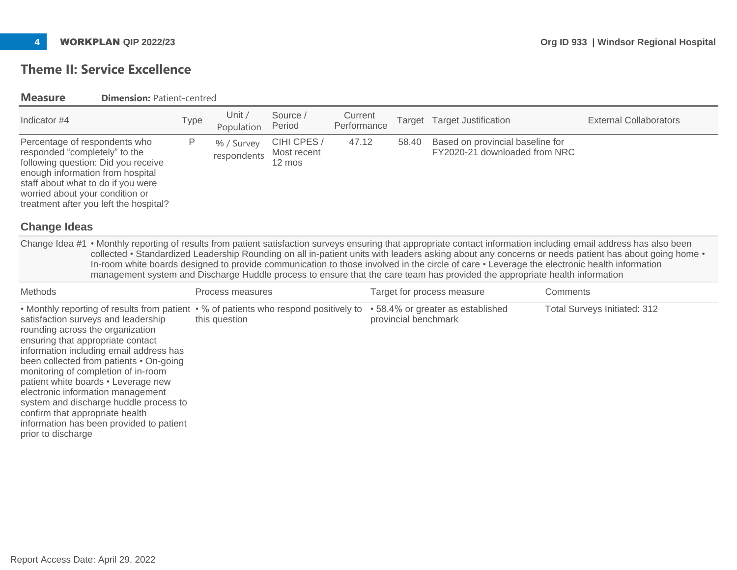## Theme II: Service Excellence

**Measure** **Dimension:** Patient-centred

| Indicator #4 | Type | Unit / Population | Source / Period | Current Performance | Target | Target Justification | External Collaborators |
|---|---|---|---|---|---|---|---|
| Percentage of respondents who responded "completely" to the following question: Did you receive enough information from hospital staff about what to do if you were worried about your condition or treatment after you left the hospital? | P | % / Survey respondents | CIHI CPES / Most recent 12 mos | 47.12 | 58.40 | Based on provincial baseline for FY2020-21 downloaded from NRC | |

### Change Ideas

Change Idea #1 • Monthly reporting of results from patient satisfaction surveys ensuring that appropriate contact information including email address has also been collected • Standardized Leadership Rounding on all in-patient units with leaders asking about any concerns or needs patient has about going home • In-room white boards designed to provide communication to those involved in the circle of care • Leverage the electronic health information management system and Discharge Huddle process to ensure that the care team has provided the appropriate health information

| Methods | Process measures | Target for process measure | Comments |
|---|---|---|---|
| • Monthly reporting of results from patient satisfaction surveys and leadership rounding across the organization ensuring that appropriate contact information including email address has been collected from patients • On-going monitoring of completion of in-room patient white boards • Leverage new electronic information management system and discharge huddle process to confirm that appropriate health information has been provided to patient prior to discharge | • % of patients who respond positively to this question | • 58.4% or greater as established provincial benchmark | Total Surveys Initiated: 312 |

Report Access Date: April 29, 2022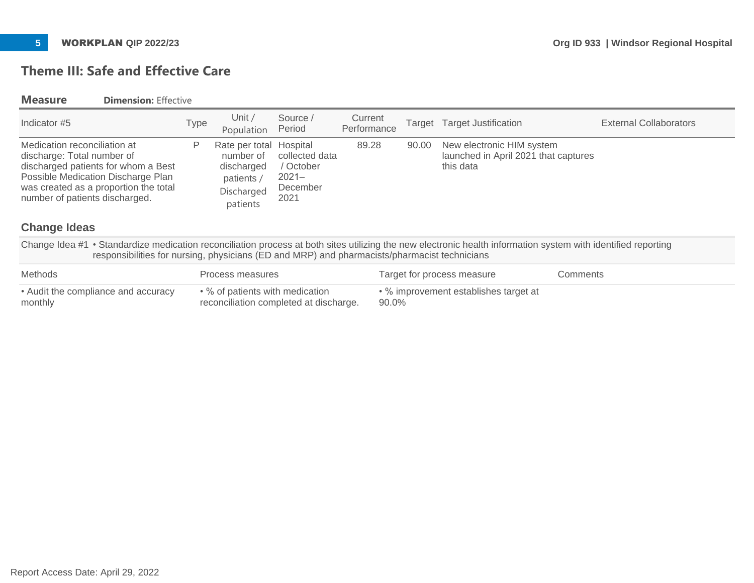## Theme III: Safe and Effective Care

### Measure  **Dimension:** Effective

| Indicator #5 | Type | Unit / Population | Source / Period | Current Performance | Target | Target Justification | External Collaborators |
|---|---|---|---|---|---|---|---|
| Medication reconciliation at discharge: Total number of discharged patients for whom a Best Possible Medication Discharge Plan was created as a proportion the total number of patients discharged. | P | Rate per total number of discharged patients / Discharged patients | Hospital collected data / October 2021–December 2021 | 89.28 | 90.00 | New electronic HIM system launched in April 2021 that captures this data | |

### Change Ideas

Change Idea #1 • Standardize medication reconciliation process at both sites utilizing the new electronic health information system with identified reporting responsibilities for nursing, physicians (ED and MRP) and pharmacists/pharmacist technicians

| Methods | Process measures | Target for process measure | Comments |
|---|---|---|---|
| • Audit the compliance and accuracy monthly | • % of patients with medication reconciliation completed at discharge. | • % improvement establishes target at 90.0% | |

Report Access Date: April 29, 2022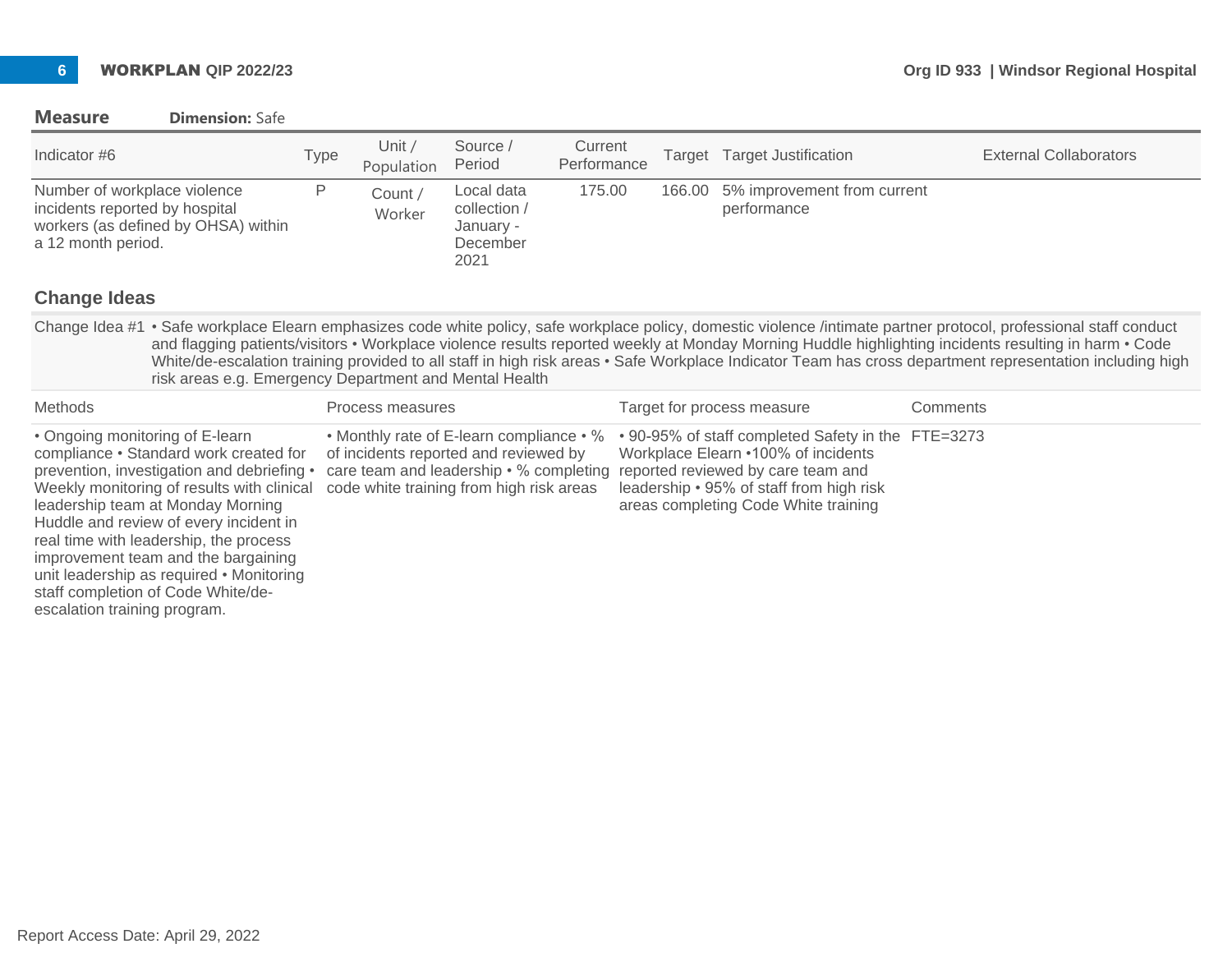**Measure** **Dimension:** Safe

| Indicator #6 | Type | Unit / Population | Source / Period | Current Performance | Target | Target Justification | External Collaborators |
|---|---|---|---|---|---|---|---|
| Number of workplace violence incidents reported by hospital workers (as defined by OHSA) within a 12 month period. | P | Count / Worker | Local data collection / January - December 2021 | 175.00 | 166.00 | 5% improvement from current performance | |

## Change Ideas

Change Idea #1 • Safe workplace Elearn emphasizes code white policy, safe workplace policy, domestic violence /intimate partner protocol, professional staff conduct and flagging patients/visitors • Workplace violence results reported weekly at Monday Morning Huddle highlighting incidents resulting in harm • Code White/de-escalation training provided to all staff in high risk areas • Safe Workplace Indicator Team has cross department representation including high risk areas e.g. Emergency Department and Mental Health

| Methods | Process measures | Target for process measure | Comments |
|---|---|---|---|
| • Ongoing monitoring of E-learn compliance • Standard work created for prevention, investigation and debriefing • Weekly monitoring of results with clinical leadership team at Monday Morning Huddle and review of every incident in real time with leadership, the process improvement team and the bargaining unit leadership as required • Monitoring staff completion of Code White/de-escalation training program. | • Monthly rate of E-learn compliance • % of incidents reported and reviewed by care team and leadership • % completing code white training from high risk areas | • 90-95% of staff completed Safety in the Workplace Elearn •100% of incidents reported reviewed by care team and leadership • 95% of staff from high risk areas completing Code White training | FTE=3273 |

Report Access Date: April 29, 2022